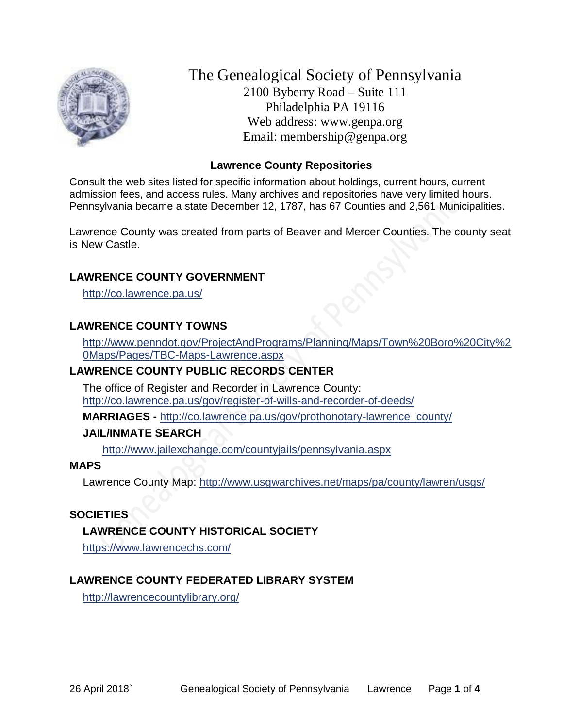# The Genealogical Society of Pennsylvania

2100 Byberry Road – Suite 111
Philadelphia PA 19116
Web address: www.genpa.org
Email: membership@genpa.org

## Lawrence County Repositories

Consult the web sites listed for specific information about holdings, current hours, current admission fees, and access rules. Many archives and repositories have very limited hours. Pennsylvania became a state December 12, 1787, has 67 Counties and 2,561 Municipalities.

Lawrence County was created from parts of Beaver and Mercer Counties. The county seat is New Castle.

### LAWRENCE COUNTY GOVERNMENT

http://co.lawrence.pa.us/

### LAWRENCE COUNTY TOWNS

http://www.penndot.gov/ProjectAndPrograms/Planning/Maps/Town%20Boro%20City%20Maps/Pages/TBC-Maps-Lawrence.aspx

### LAWRENCE COUNTY PUBLIC RECORDS CENTER

The office of Register and Recorder in Lawrence County:
http://co.lawrence.pa.us/gov/register-of-wills-and-recorder-of-deeds/

**MARRIAGES -** http://co.lawrence.pa.us/gov/prothonotary-lawrence_county/

**JAIL/INMATE SEARCH**

http://www.jailexchange.com/countyjails/pennsylvania.aspx

### MAPS

Lawrence County Map: http://www.usgwarchives.net/maps/pa/county/lawren/usgs/

### SOCIETIES

**LAWRENCE COUNTY HISTORICAL SOCIETY**

https://www.lawrencechs.com/

### LAWRENCE COUNTY FEDERATED LIBRARY SYSTEM

http://lawrencecountylibrary.org/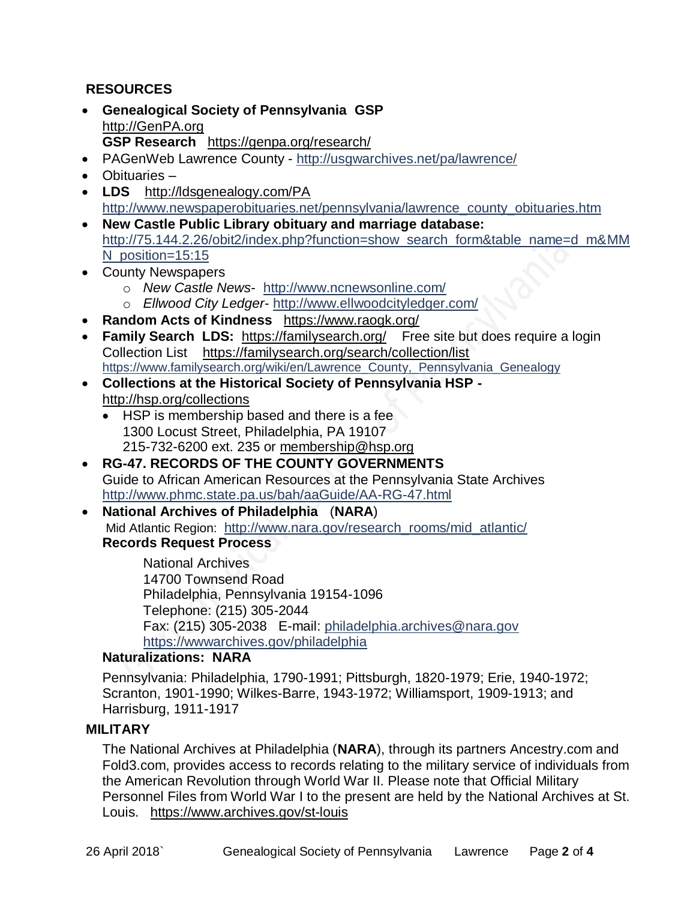## RESOURCES

- **Genealogical Society of Pennsylvania GSP** http://GenPA.org
  **GSP Research** https://genpa.org/research/
- PAGenWeb Lawrence County - http://usgwarchives.net/pa/lawrence/
- Obituaries –
- **LDS** http://ldsgenealogy.com/PA
  http://www.newspaperobituaries.net/pennsylvania/lawrence_county_obituaries.htm
- **New Castle Public Library obituary and marriage database:** http://75.144.2.26/obit2/index.php?function=show_search_form&table_name=d_m&MMN_position=15:15
- County Newspapers
  - *New Castle News*- http://www.ncnewsonline.com/
  - *Ellwood City Ledger*- http://www.ellwoodcityledger.com/
- **Random Acts of Kindness** https://www.raogk.org/
- **Family Search LDS:** https://familysearch.org/ Free site but does require a login
  Collection List https://familysearch.org/search/collection/list
  https://www.familysearch.org/wiki/en/Lawrence_County,_Pennsylvania_Genealogy
- **Collections at the Historical Society of Pennsylvania HSP -** http://hsp.org/collections
  - HSP is membership based and there is a fee
    1300 Locust Street, Philadelphia, PA 19107
    215-732-6200 ext. 235 or membership@hsp.org
- **RG-47. RECORDS OF THE COUNTY GOVERNMENTS**
  Guide to African American Resources at the Pennsylvania State Archives
  http://www.phmc.state.pa.us/bah/aaGuide/AA-RG-47.html
- **National Archives of Philadelphia** (**NARA**)
  Mid Atlantic Region: http://www.nara.gov/research_rooms/mid_atlantic/
  **Records Request Process**

  National Archives
  14700 Townsend Road
  Philadelphia, Pennsylvania 19154-1096
  Telephone: (215) 305-2044
  Fax: (215) 305-2038 E-mail: philadelphia.archives@nara.gov
  https://wwwarchives.gov/philadelphia

  **Naturalizations: NARA**

  Pennsylvania: Philadelphia, 1790-1991; Pittsburgh, 1820-1979; Erie, 1940-1972; Scranton, 1901-1990; Wilkes-Barre, 1943-1972; Williamsport, 1909-1913; and Harrisburg, 1911-1917

## MILITARY

The National Archives at Philadelphia (**NARA**), through its partners Ancestry.com and Fold3.com, provides access to records relating to the military service of individuals from the American Revolution through World War II. Please note that Official Military Personnel Files from World War I to the present are held by the National Archives at St. Louis. https://www.archives.gov/st-louis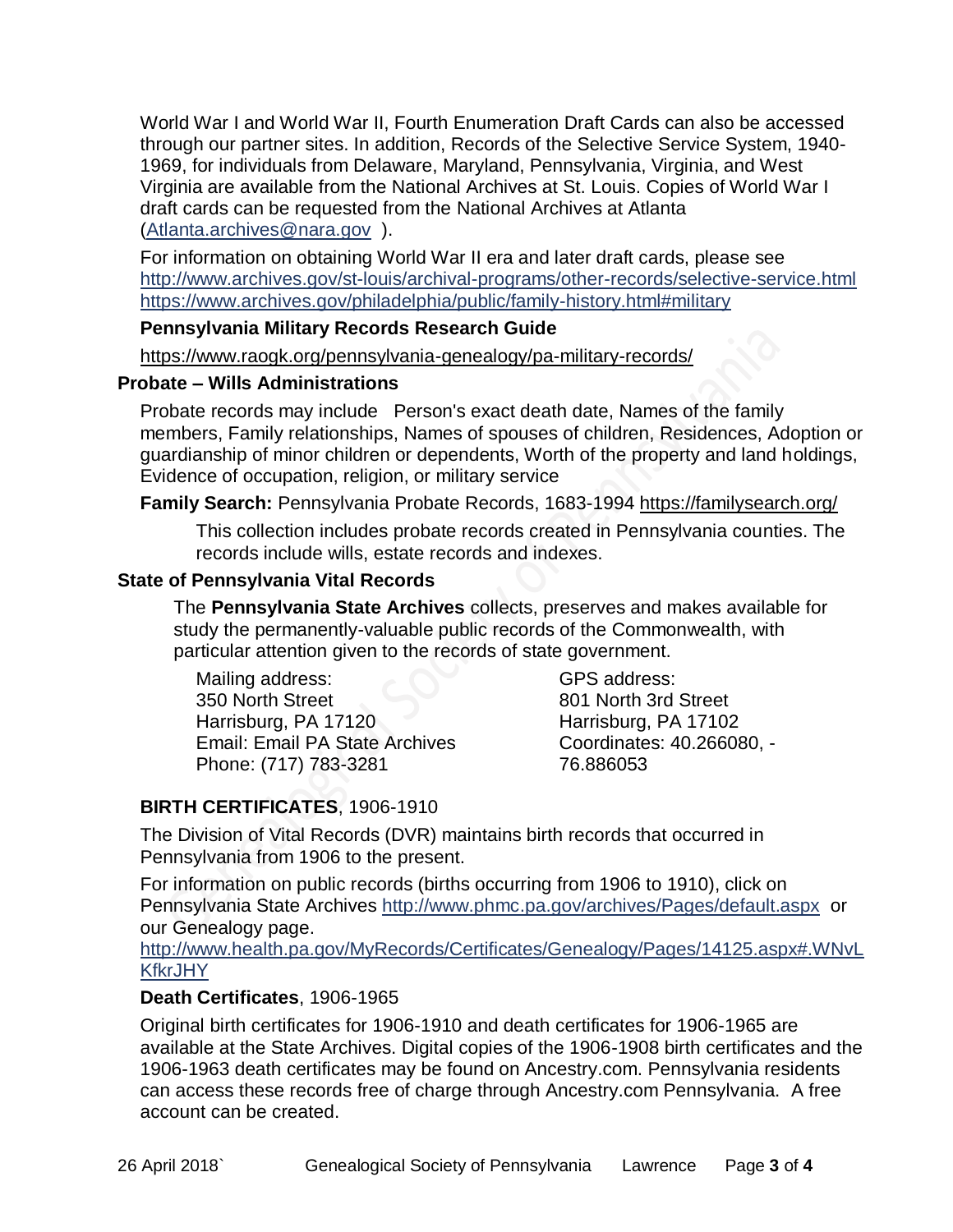World War I and World War II, Fourth Enumeration Draft Cards can also be accessed through our partner sites. In addition, Records of the Selective Service System, 1940-1969, for individuals from Delaware, Maryland, Pennsylvania, Virginia, and West Virginia are available from the National Archives at St. Louis. Copies of World War I draft cards can be requested from the National Archives at Atlanta (Atlanta.archives@nara.gov ).

For information on obtaining World War II era and later draft cards, please see http://www.archives.gov/st-louis/archival-programs/other-records/selective-service.html https://www.archives.gov/philadelphia/public/family-history.html#military

**Pennsylvania Military Records Research Guide**

https://www.raogk.org/pennsylvania-genealogy/pa-military-records/

### Probate – Wills Administrations

Probate records may include Person's exact death date, Names of the family members, Family relationships, Names of spouses of children, Residences, Adoption or guardianship of minor children or dependents, Worth of the property and land holdings, Evidence of occupation, religion, or military service

**Family Search:** Pennsylvania Probate Records, 1683-1994 https://familysearch.org/

This collection includes probate records created in Pennsylvania counties. The records include wills, estate records and indexes.

### State of Pennsylvania Vital Records

The **Pennsylvania State Archives** collects, preserves and makes available for study the permanently-valuable public records of the Commonwealth, with particular attention given to the records of state government.

Mailing address:
350 North Street
Harrisburg, PA 17120
Email: Email PA State Archives
Phone: (717) 783-3281

GPS address:
801 North 3rd Street
Harrisburg, PA 17102
Coordinates: 40.266080, -76.886053

**BIRTH CERTIFICATES**, 1906-1910

The Division of Vital Records (DVR) maintains birth records that occurred in Pennsylvania from 1906 to the present.

For information on public records (births occurring from 1906 to 1910), click on Pennsylvania State Archives http://www.phmc.pa.gov/archives/Pages/default.aspx or our Genealogy page.
http://www.health.pa.gov/MyRecords/Certificates/Genealogy/Pages/14125.aspx#.WNvLKfkrJHY

**Death Certificates**, 1906-1965

Original birth certificates for 1906-1910 and death certificates for 1906-1965 are available at the State Archives. Digital copies of the 1906-1908 birth certificates and the 1906-1963 death certificates may be found on Ancestry.com. Pennsylvania residents can access these records free of charge through Ancestry.com Pennsylvania. A free account can be created.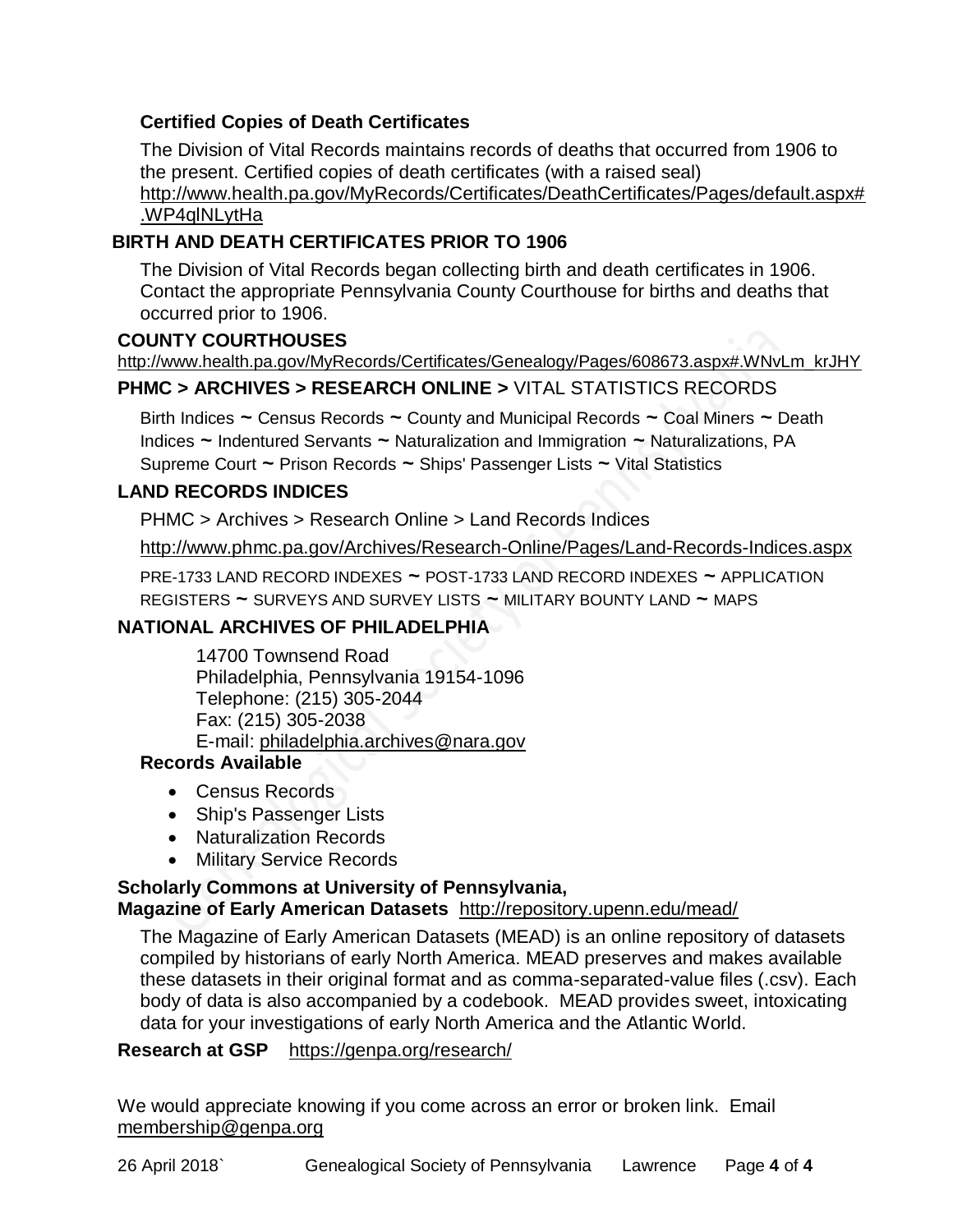### Certified Copies of Death Certificates

The Division of Vital Records maintains records of deaths that occurred from 1906 to the present. Certified copies of death certificates (with a raised seal) http://www.health.pa.gov/MyRecords/Certificates/DeathCertificates/Pages/default.aspx#.WP4qlNLytHa

## BIRTH AND DEATH CERTIFICATES PRIOR TO 1906

The Division of Vital Records began collecting birth and death certificates in 1906. Contact the appropriate Pennsylvania County Courthouse for births and deaths that occurred prior to 1906.

## COUNTY COURTHOUSES

http://www.health.pa.gov/MyRecords/Certificates/Genealogy/Pages/608673.aspx#.WNvLm_krJHY

## PHMC > ARCHIVES > RESEARCH ONLINE > VITAL STATISTICS RECORDS

Birth Indices ~ Census Records ~ County and Municipal Records ~ Coal Miners ~ Death Indices ~ Indentured Servants ~ Naturalization and Immigration ~ Naturalizations, PA Supreme Court ~ Prison Records ~ Ships' Passenger Lists ~ Vital Statistics

## LAND RECORDS INDICES

PHMC > Archives > Research Online > Land Records Indices

http://www.phmc.pa.gov/Archives/Research-Online/Pages/Land-Records-Indices.aspx

PRE-1733 LAND RECORD INDEXES ~ POST-1733 LAND RECORD INDEXES ~ APPLICATION REGISTERS ~ SURVEYS AND SURVEY LISTS ~ MILITARY BOUNTY LAND ~ MAPS

## NATIONAL ARCHIVES OF PHILADELPHIA

14700 Townsend Road
Philadelphia, Pennsylvania 19154-1096
Telephone: (215) 305-2044
Fax: (215) 305-2038
E-mail: philadelphia.archives@nara.gov

### Records Available

- Census Records
- Ship's Passenger Lists
- Naturalization Records
- Military Service Records

## Scholarly Commons at University of Pennsylvania, Magazine of Early American Datasets http://repository.upenn.edu/mead/

The Magazine of Early American Datasets (MEAD) is an online repository of datasets compiled by historians of early North America. MEAD preserves and makes available these datasets in their original format and as comma-separated-value files (.csv). Each body of data is also accompanied by a codebook. MEAD provides sweet, intoxicating data for your investigations of early North America and the Atlantic World.

**Research at GSP** https://genpa.org/research/

We would appreciate knowing if you come across an error or broken link. Email membership@genpa.org